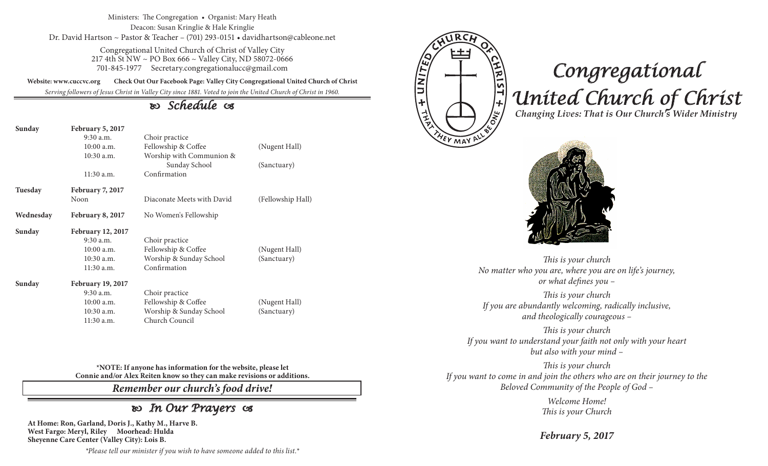Ministers: The Congregation • Organist: Mary Heath

Deacon: Susan Kringlie & Hale Kringlie

Dr. David Hartson ~ Pastor & Teacher – (701) 293-0151 • davidhartson@cableone.net

Congregational United Church of Christ of Valley City
217 4th St NW ~ PO Box 666 ~ Valley City, ND 58072-0666
701-845-1977 Secretary.congregationalucc@gmail.com

**Website: www.cuccvc.org Check Out Our Facebook Page: Valley City Congregational United Church of Christ**

*Serving followers of Jesus Christ in Valley City since 1881. Voted to join the United Church of Christ in 1960.*

## Schedule

| Day | Date / Time | Event | Location |
|---|---|---|---|
| **Sunday** | **February 5, 2017** | | |
| | 9:30 a.m. | Choir practice | |
| | 10:00 a.m. | Fellowship & Coffee | (Nugent Hall) |
| | 10:30 a.m. | Worship with Communion & Sunday School | (Sanctuary) |
| | 11:30 a.m. | Confirmation | |
| **Tuesday** | **February 7, 2017** | | |
| | Noon | Diaconate Meets with David | (Fellowship Hall) |
| **Wednesday** | **February 8, 2017** | No Women's Fellowship | |
| **Sunday** | **February 12, 2017** | | |
| | 9:30 a.m. | Choir practice | |
| | 10:00 a.m. | Fellowship & Coffee | (Nugent Hall) |
| | 10:30 a.m. | Worship & Sunday School | (Sanctuary) |
| | 11:30 a.m. | Confirmation | |
| **Sunday** | **February 19, 2017** | | |
| | 9:30 a.m. | Choir practice | |
| | 10:00 a.m. | Fellowship & Coffee | (Nugent Hall) |
| | 10:30 a.m. | Worship & Sunday School | (Sanctuary) |
| | 11:30 a.m. | Church Council | |

**\*NOTE: If anyone has information for the website, please let Connie and/or Alex Reiten know so they can make revisions or additions.**

***Remember our church's food drive!***

## In Our Prayers

**At Home: Ron, Garland, Doris J., Kathy M., Harve B.**
**West Fargo: Meryl, Riley Moorhead: Hulda**
**Sheyenne Care Center (Valley City): Lois B.**

*\*Please tell our minister if you wish to have someone added to this list.\**

UNITED CHURCH OF CHRIST + THAT THEY MAY ALL BE ONE +

# *Congregational United Church of Christ*

***Changing Lives: That is Our Church's Wider Ministry***

*This is your church*
*No matter who you are, where you are on life's journey, or what defines you –*

*This is your church*
*If you are abundantly welcoming, radically inclusive, and theologically courageous –*

*This is your church*
*If you want to understand your faith not only with your heart but also with your mind –*

*This is your church*
*If you want to come in and join the others who are on their journey to the Beloved Community of the People of God –*

*Welcome Home!*
*This is your Church*

***February 5, 2017***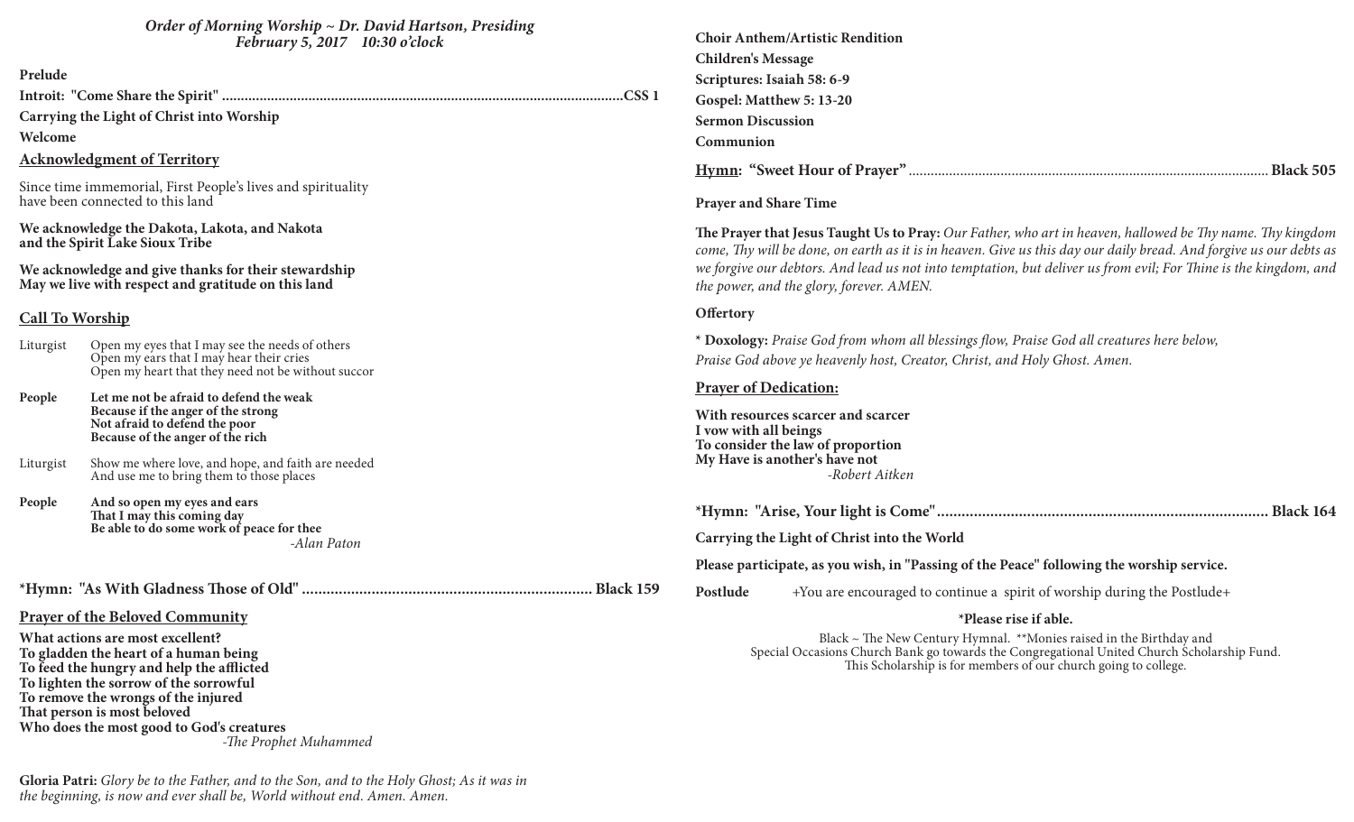*Order of Morning Worship ~ Dr. David Hartson, Presiding*
*February 5, 2017 10:30 o'clock*

**Prelude**

**Introit: "Come Share the Spirit" ..........CSS 1**

**Carrying the Light of Christ into Worship**

**Welcome**

## Acknowledgment of Territory

Since time immemorial, First People's lives and spirituality have been connected to this land

**We acknowledge the Dakota, Lakota, and Nakota and the Spirit Lake Sioux Tribe**

**We acknowledge and give thanks for their stewardship May we live with respect and gratitude on this land**

## Call To Worship

Liturgist: Open my eyes that I may see the needs of others
Open my ears that I may hear their cries
Open my heart that they need not be without succor

**People: Let me not be afraid to defend the weak**
**Because if the anger of the strong**
**Not afraid to defend the poor**
**Because of the anger of the rich**

Liturgist: Show me where love, and hope, and faith are needed
And use me to bring them to those places

**People: And so open my eyes and ears**
**That I may this coming day**
**Be able to do some work of peace for thee**
*-Alan Paton*

**\*Hymn: "As With Gladness Those of Old" .......... Black 159**

## Prayer of the Beloved Community

**What actions are most excellent?**
**To gladden the heart of a human being**
**To feed the hungry and help the afflicted**
**To lighten the sorrow of the sorrowful**
**To remove the wrongs of the injured**
**That person is most beloved**
**Who does the most good to God's creatures**
*-The Prophet Muhammed*

**Gloria Patri:** *Glory be to the Father, and to the Son, and to the Holy Ghost; As it was in the beginning, is now and ever shall be, World without end. Amen. Amen.*

**Choir Anthem/Artistic Rendition**

**Children's Message**

**Scriptures: Isaiah 58: 6-9**

**Gospel: Matthew 5: 13-20**

**Sermon Discussion**

**Communion**

**Hymn: "Sweet Hour of Prayer" .......... Black 505**

**Prayer and Share Time**

**The Prayer that Jesus Taught Us to Pray:** *Our Father, who art in heaven, hallowed be Thy name. Thy kingdom come, Thy will be done, on earth as it is in heaven. Give us this day our daily bread. And forgive us our debts as we forgive our debtors. And lead us not into temptation, but deliver us from evil; For Thine is the kingdom, and the power, and the glory, forever. AMEN.*

**Offertory**

\* **Doxology:** *Praise God from whom all blessings flow, Praise God all creatures here below, Praise God above ye heavenly host, Creator, Christ, and Holy Ghost. Amen.*

## Prayer of Dedication:

**With resources scarcer and scarcer**
**I vow with all beings**
**To consider the law of proportion**
**My Have is another's have not**
*-Robert Aitken*

**\*Hymn: "Arise, Your light is Come" .......... Black 164**

**Carrying the Light of Christ into the World**

**Please participate, as you wish, in "Passing of the Peace" following the worship service.**

**Postlude** +You are encouraged to continue a spirit of worship during the Postlude+

**\*Please rise if able.**

Black ~ The New Century Hymnal. \*\*Monies raised in the Birthday and Special Occasions Church Bank go towards the Congregational United Church Scholarship Fund. This Scholarship is for members of our church going to college.